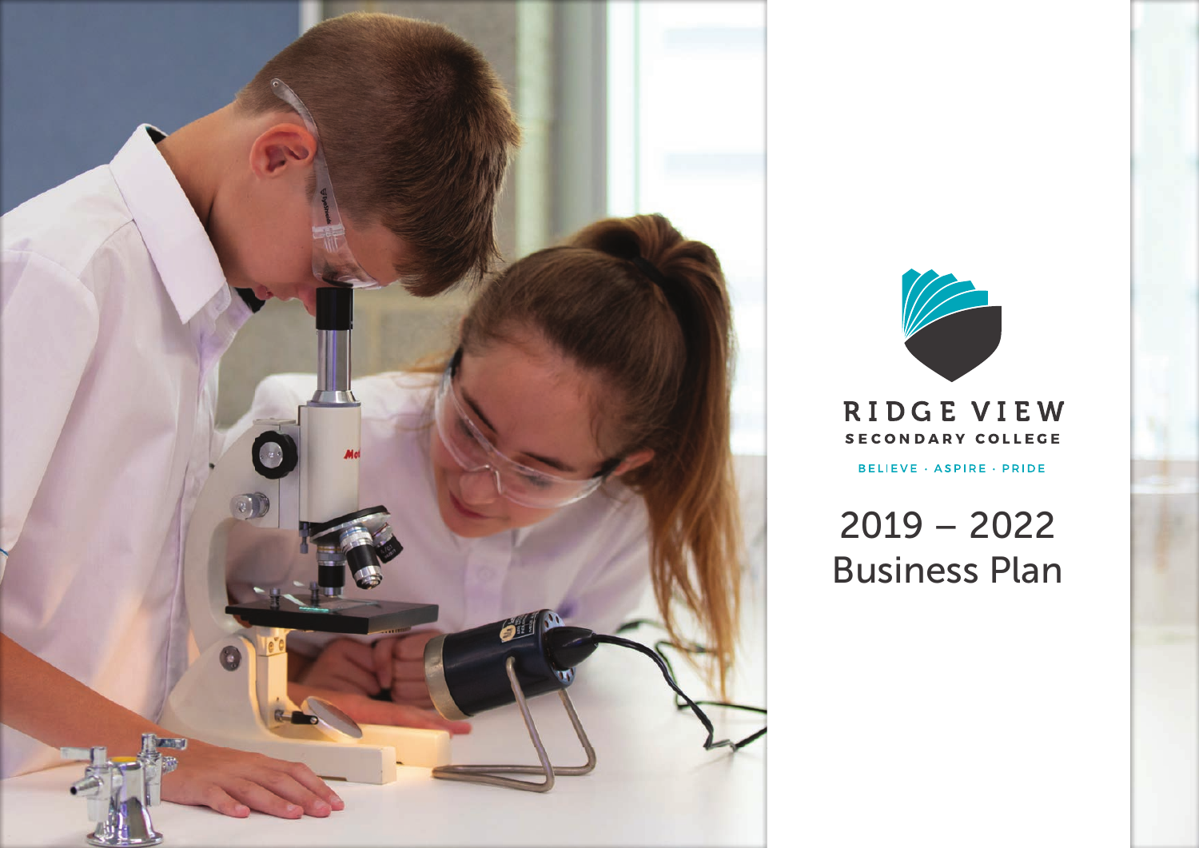# RIDGE VIEW

SECONDARY COLLEGE

BELIEVE · ASPIRE · PRIDE

## 2019 – 2022 Business Plan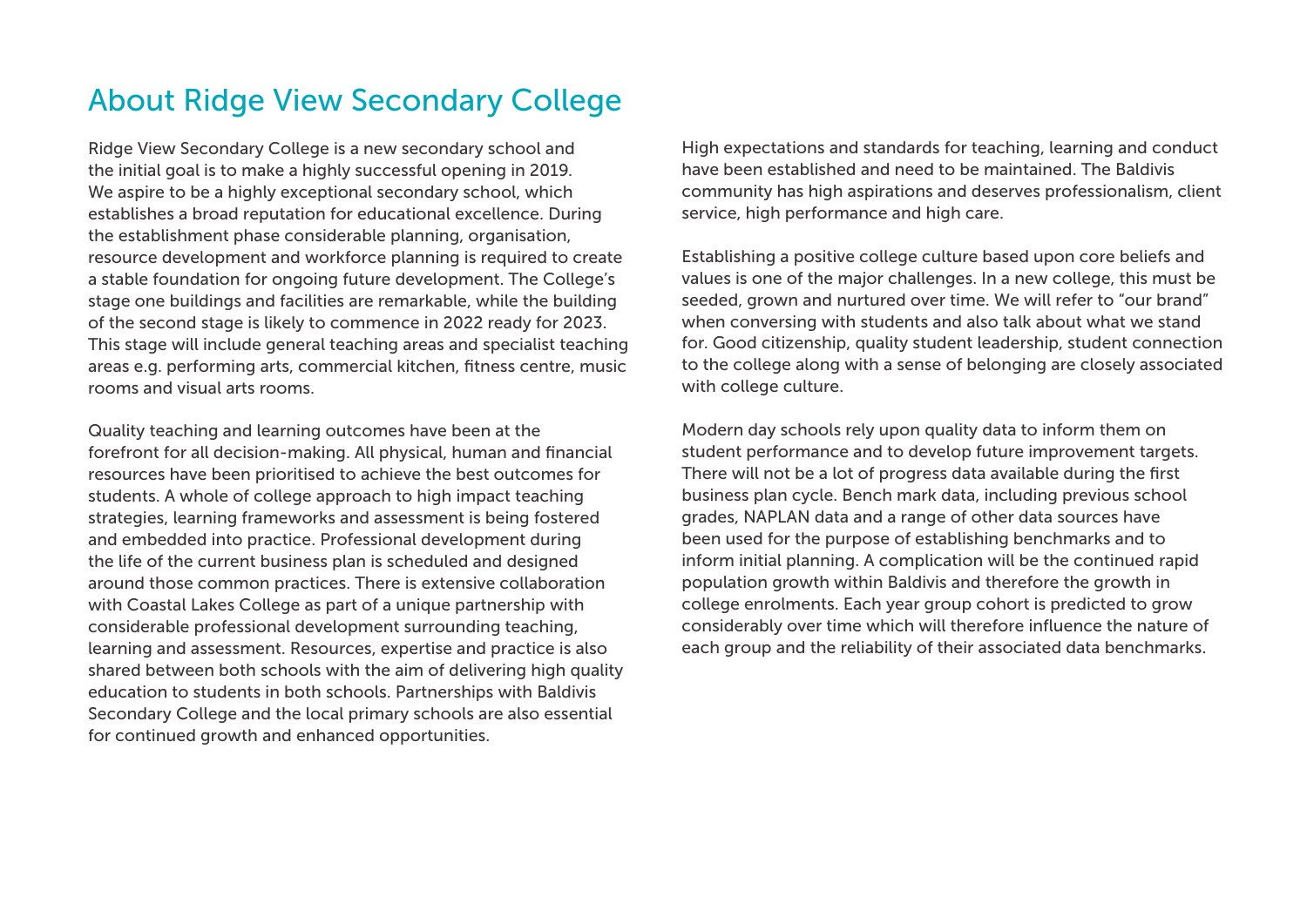# About Ridge View Secondary College

Ridge View Secondary College is a new secondary school and the initial goal is to make a highly successful opening in 2019. We aspire to be a highly exceptional secondary school, which establishes a broad reputation for educational excellence. During the establishment phase considerable planning, organisation, resource development and workforce planning is required to create a stable foundation for ongoing future development. The College's stage one buildings and facilities are remarkable, while the building of the second stage is likely to commence in 2022 ready for 2023. This stage will include general teaching areas and specialist teaching areas e.g. performing arts, commercial kitchen, fitness centre, music rooms and visual arts rooms.

Quality teaching and learning outcomes have been at the forefront for all decision-making. All physical, human and financial resources have been prioritised to achieve the best outcomes for students. A whole of college approach to high impact teaching strategies, learning frameworks and assessment is being fostered and embedded into practice. Professional development during the life of the current business plan is scheduled and designed around those common practices. There is extensive collaboration with Coastal Lakes College as part of a unique partnership with considerable professional development surrounding teaching, learning and assessment. Resources, expertise and practice is also shared between both schools with the aim of delivering high quality education to students in both schools. Partnerships with Baldivis Secondary College and the local primary schools are also essential for continued growth and enhanced opportunities.

High expectations and standards for teaching, learning and conduct have been established and need to be maintained. The Baldivis community has high aspirations and deserves professionalism, client service, high performance and high care.

Establishing a positive college culture based upon core beliefs and values is one of the major challenges. In a new college, this must be seeded, grown and nurtured over time. We will refer to "our brand" when conversing with students and also talk about what we stand for. Good citizenship, quality student leadership, student connection to the college along with a sense of belonging are closely associated with college culture.

Modern day schools rely upon quality data to inform them on student performance and to develop future improvement targets. There will not be a lot of progress data available during the first business plan cycle. Bench mark data, including previous school grades, NAPLAN data and a range of other data sources have been used for the purpose of establishing benchmarks and to inform initial planning. A complication will be the continued rapid population growth within Baldivis and therefore the growth in college enrolments. Each year group cohort is predicted to grow considerably over time which will therefore influence the nature of each group and the reliability of their associated data benchmarks.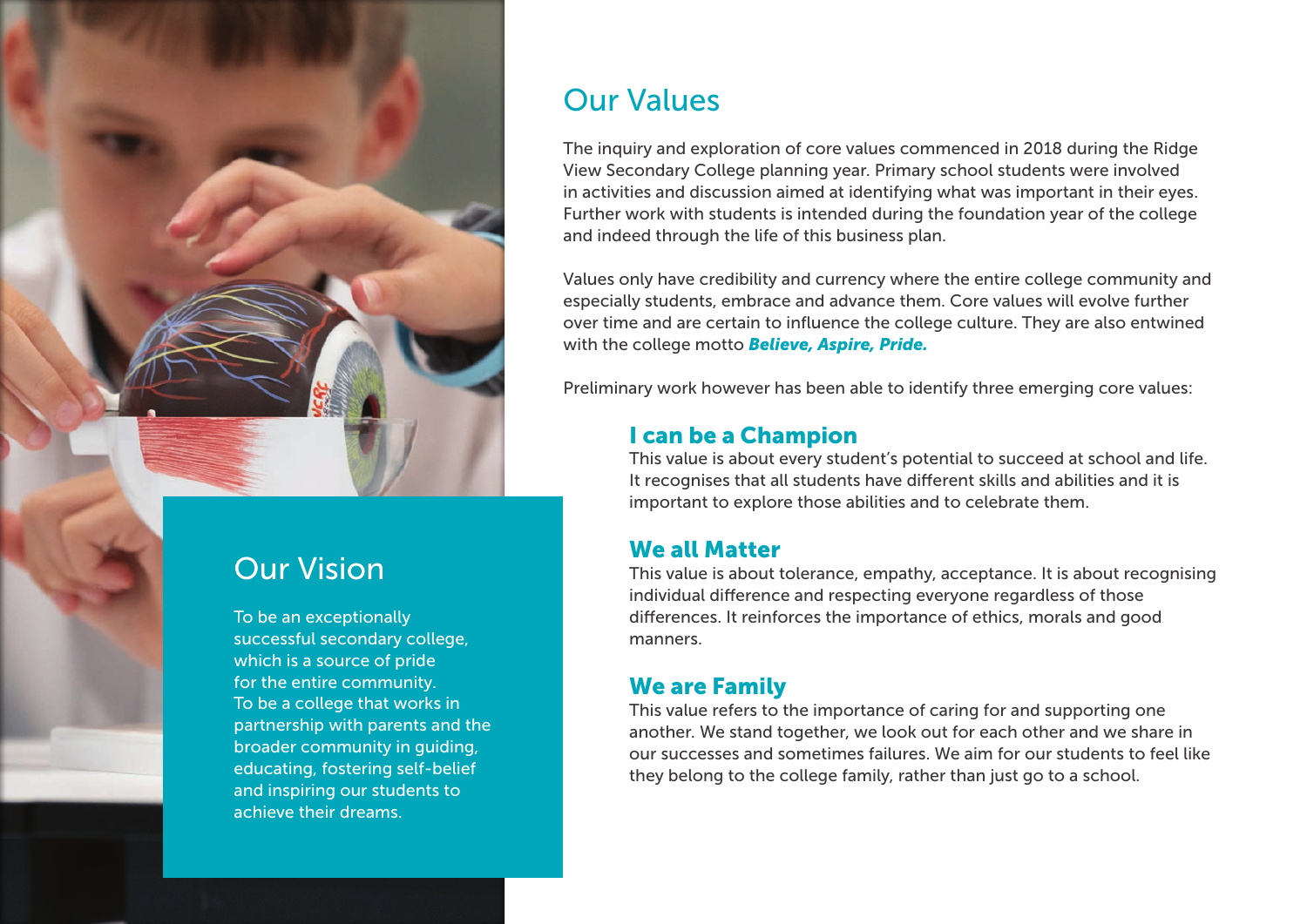## Our Vision

To be an exceptionally successful secondary college, which is a source of pride for the entire community. To be a college that works in partnership with parents and the broader community in guiding, educating, fostering self-belief and inspiring our students to achieve their dreams.

## Our Values

The inquiry and exploration of core values commenced in 2018 during the Ridge View Secondary College planning year. Primary school students were involved in activities and discussion aimed at identifying what was important in their eyes. Further work with students is intended during the foundation year of the college and indeed through the life of this business plan.

Values only have credibility and currency where the entire college community and especially students, embrace and advance them. Core values will evolve further over time and are certain to influence the college culture. They are also entwined with the college motto ***Believe, Aspire, Pride.***

Preliminary work however has been able to identify three emerging core values:

### I can be a Champion

This value is about every student's potential to succeed at school and life. It recognises that all students have different skills and abilities and it is important to explore those abilities and to celebrate them.

### We all Matter

This value is about tolerance, empathy, acceptance. It is about recognising individual difference and respecting everyone regardless of those differences. It reinforces the importance of ethics, morals and good manners.

### We are Family

This value refers to the importance of caring for and supporting one another. We stand together, we look out for each other and we share in our successes and sometimes failures. We aim for our students to feel like they belong to the college family, rather than just go to a school.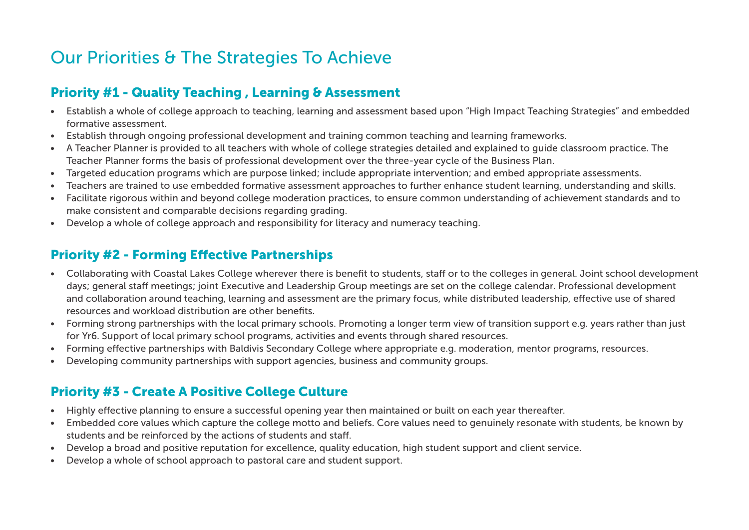# Our Priorities & The Strategies To Achieve

## Priority #1 - Quality Teaching , Learning & Assessment

- Establish a whole of college approach to teaching, learning and assessment based upon “High Impact Teaching Strategies” and embedded formative assessment.
- Establish through ongoing professional development and training common teaching and learning frameworks.
- A Teacher Planner is provided to all teachers with whole of college strategies detailed and explained to guide classroom practice. The Teacher Planner forms the basis of professional development over the three-year cycle of the Business Plan.
- Targeted education programs which are purpose linked; include appropriate intervention; and embed appropriate assessments.
- Teachers are trained to use embedded formative assessment approaches to further enhance student learning, understanding and skills.
- Facilitate rigorous within and beyond college moderation practices, to ensure common understanding of achievement standards and to make consistent and comparable decisions regarding grading.
- Develop a whole of college approach and responsibility for literacy and numeracy teaching.

## Priority #2 - Forming Effective Partnerships

- Collaborating with Coastal Lakes College wherever there is benefit to students, staff or to the colleges in general. Joint school development days; general staff meetings; joint Executive and Leadership Group meetings are set on the college calendar. Professional development and collaboration around teaching, learning and assessment are the primary focus, while distributed leadership, effective use of shared resources and workload distribution are other benefits.
- Forming strong partnerships with the local primary schools. Promoting a longer term view of transition support e.g. years rather than just for Yr6. Support of local primary school programs, activities and events through shared resources.
- Forming effective partnerships with Baldivis Secondary College where appropriate e.g. moderation, mentor programs, resources.
- Developing community partnerships with support agencies, business and community groups.

## Priority #3 - Create A Positive College Culture

- Highly effective planning to ensure a successful opening year then maintained or built on each year thereafter.
- Embedded core values which capture the college motto and beliefs. Core values need to genuinely resonate with students, be known by students and be reinforced by the actions of students and staff.
- Develop a broad and positive reputation for excellence, quality education, high student support and client service.
- Develop a whole of school approach to pastoral care and student support.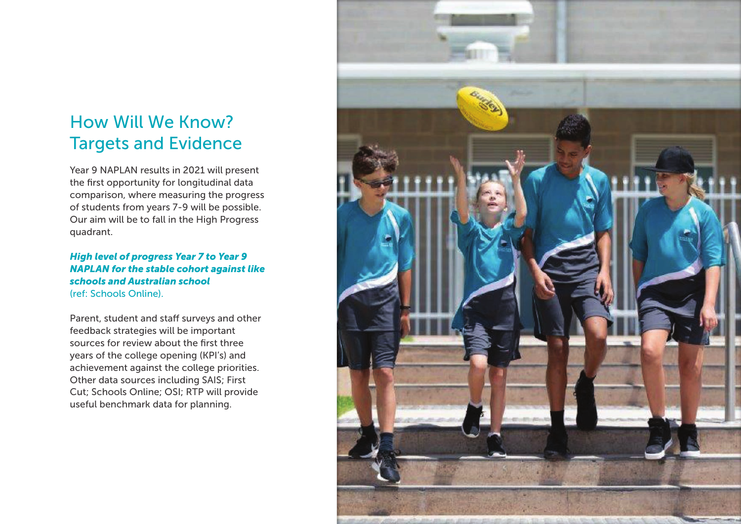# How Will We Know? Targets and Evidence

Year 9 NAPLAN results in 2021 will present the first opportunity for longitudinal data comparison, where measuring the progress of students from years 7-9 will be possible. Our aim will be to fall in the High Progress quadrant.

***High level of progress Year 7 to Year 9 NAPLAN for the stable cohort against like schools and Australian school***
(ref: Schools Online).

Parent, student and staff surveys and other feedback strategies will be important sources for review about the first three years of the college opening (KPI's) and achievement against the college priorities. Other data sources including SAIS; First Cut; Schools Online; OSI; RTP will provide useful benchmark data for planning.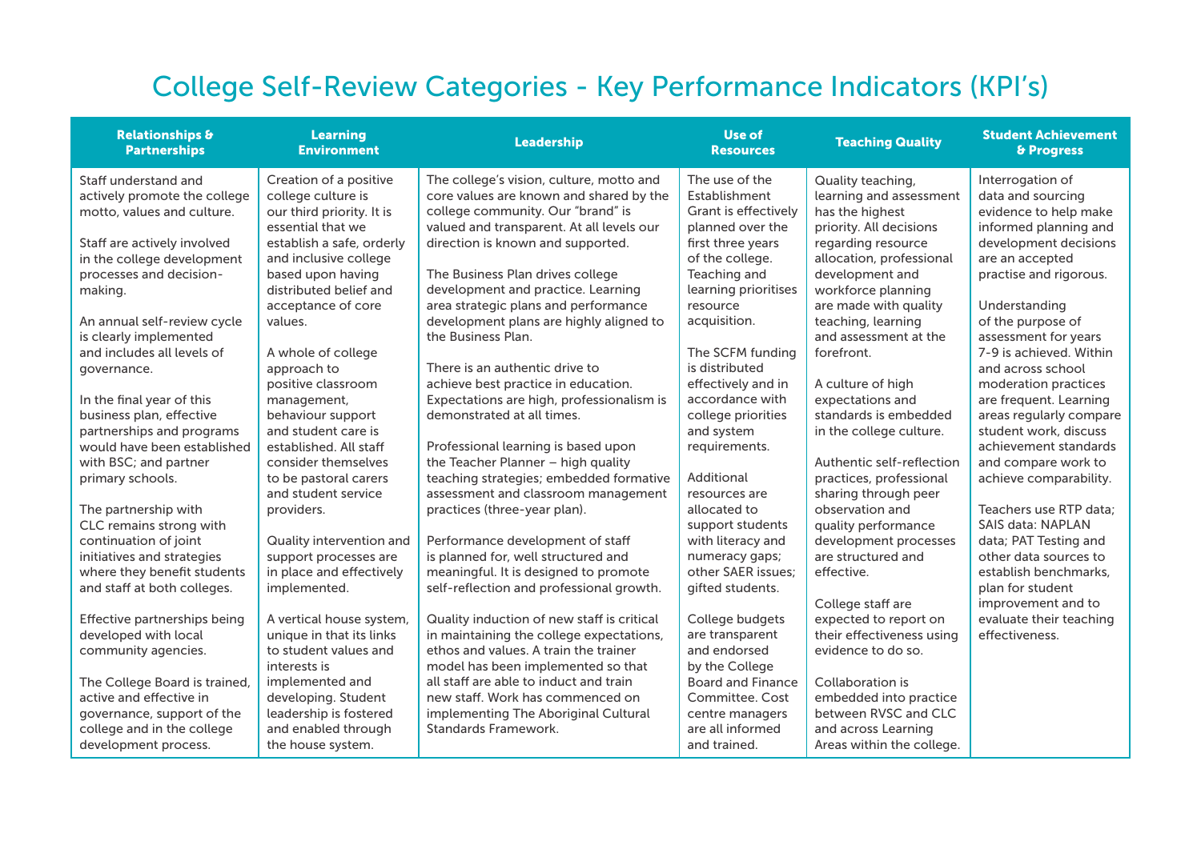# College Self-Review Categories - Key Performance Indicators (KPI's)

| Relationships & Partnerships | Learning Environment | Leadership | Use of Resources | Teaching Quality | Student Achievement & Progress |
|---|---|---|---|---|---|
| Staff understand and actively promote the college motto, values and culture.<br><br>Staff are actively involved in the college development processes and decision-making.<br><br>An annual self-review cycle is clearly implemented and includes all levels of governance.<br><br>In the final year of this business plan, effective partnerships and programs would have been established with BSC; and partner primary schools.<br><br>The partnership with CLC remains strong with continuation of joint initiatives and strategies where they benefit students and staff at both colleges.<br><br>Effective partnerships being developed with local community agencies.<br><br>The College Board is trained, active and effective in governance, support of the college and in the college development process. | Creation of a positive college culture is our third priority. It is essential that we establish a safe, orderly and inclusive college based upon having distributed belief and acceptance of core values.<br><br>A whole of college approach to positive classroom management, behaviour support and student care is established. All staff consider themselves to be pastoral carers and student service providers.<br><br>Quality intervention and support processes are in place and effectively implemented.<br><br>A vertical house system, unique in that its links to student values and interests is implemented and developing. Student leadership is fostered and enabled through the house system. | The college's vision, culture, motto and core values are known and shared by the college community. Our "brand" is valued and transparent. At all levels our direction is known and supported.<br><br>The Business Plan drives college development and practice. Learning area strategic plans and performance development plans are highly aligned to the Business Plan.<br><br>There is an authentic drive to achieve best practice in education. Expectations are high, professionalism is demonstrated at all times.<br><br>Professional learning is based upon the Teacher Planner – high quality teaching strategies; embedded formative assessment and classroom management practices (three-year plan).<br><br>Performance development of staff is planned for, well structured and meaningful. It is designed to promote self-reflection and professional growth.<br><br>Quality induction of new staff is critical in maintaining the college expectations, ethos and values. A train the trainer model has been implemented so that all staff are able to induct and train new staff. Work has commenced on implementing The Aboriginal Cultural Standards Framework. | The use of the Establishment Grant is effectively planned over the first three years of the college. Teaching and learning prioritises resource acquisition.<br><br>The SCFM funding is distributed effectively and in accordance with college priorities and system requirements.<br><br>Additional resources are allocated to support students with literacy and numeracy gaps; other SAER issues; gifted students.<br><br>College budgets are transparent and endorsed by the College Board and Finance Committee. Cost centre managers are all informed and trained. | Quality teaching, learning and assessment has the highest priority. All decisions regarding resource allocation, professional development and workforce planning are made with quality teaching, learning and assessment at the forefront.<br><br>A culture of high expectations and standards is embedded in the college culture.<br><br>Authentic self-reflection practices, professional sharing through peer observation and quality performance development processes are structured and effective.<br><br>College staff are expected to report on their effectiveness using evidence to do so.<br><br>Collaboration is embedded into practice between RVSC and CLC and across Learning Areas within the college. | Interrogation of data and sourcing evidence to help make informed planning and development decisions are an accepted practise and rigorous.<br><br>Understanding of the purpose of assessment for years 7-9 is achieved. Within and across school moderation practices are frequent. Learning areas regularly compare student work, discuss achievement standards and compare work to achieve comparability.<br><br>Teachers use RTP data; SAIS data: NAPLAN data; PAT Testing and other data sources to establish benchmarks, plan for student improvement and to evaluate their teaching effectiveness. |